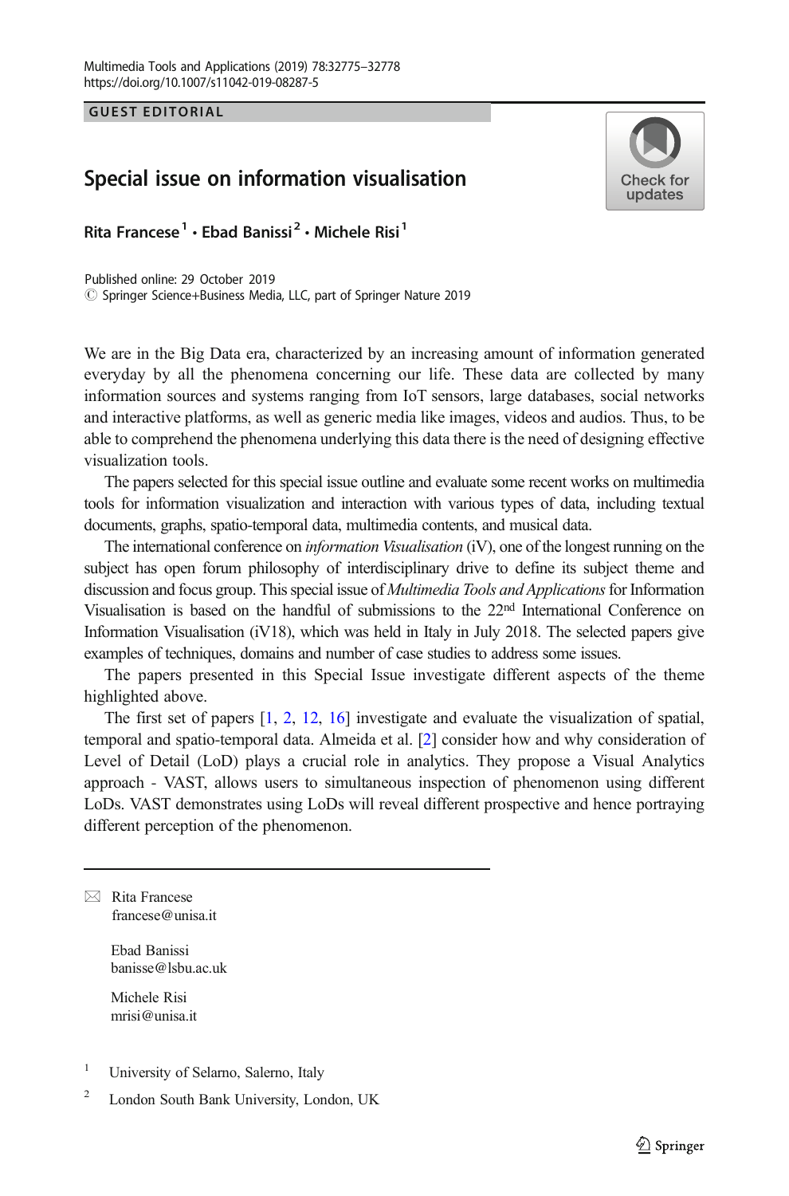GUEST EDITORIAL

# Special issue on information visualisation

Rita Francese[1] · Ebad Banissi[2] · Michele Risi[1]

Published online: 29 October 2019
© Springer Science+Business Media, LLC, part of Springer Nature 2019

We are in the Big Data era, characterized by an increasing amount of information generated everyday by all the phenomena concerning our life. These data are collected by many information sources and systems ranging from IoT sensors, large databases, social networks and interactive platforms, as well as generic media like images, videos and audios. Thus, to be able to comprehend the phenomena underlying this data there is the need of designing effective visualization tools.

The papers selected for this special issue outline and evaluate some recent works on multimedia tools for information visualization and interaction with various types of data, including textual documents, graphs, spatio-temporal data, multimedia contents, and musical data.

The international conference on *information Visualisation* (iV), one of the longest running on the subject has open forum philosophy of interdisciplinary drive to define its subject theme and discussion and focus group. This special issue of *Multimedia Tools and Applications* for Information Visualisation is based on the handful of submissions to the 22nd International Conference on Information Visualisation (iV18), which was held in Italy in July 2018. The selected papers give examples of techniques, domains and number of case studies to address some issues.

The papers presented in this Special Issue investigate different aspects of the theme highlighted above.

The first set of papers [1, 2, 12, 16] investigate and evaluate the visualization of spatial, temporal and spatio-temporal data. Almeida et al. [2] consider how and why consideration of Level of Detail (LoD) plays a crucial role in analytics. They propose a Visual Analytics approach - VAST, allows users to simultaneous inspection of phenomenon using different LoDs. VAST demonstrates using LoDs will reveal different prospective and hence portraying different perception of the phenomenon.

---

✉ Rita Francese
francese@unisa.it

Ebad Banissi
banisse@lsbu.ac.uk

Michele Risi
mrisi@unisa.it

[1] University of Selarno, Salerno, Italy

[2] London South Bank University, London, UK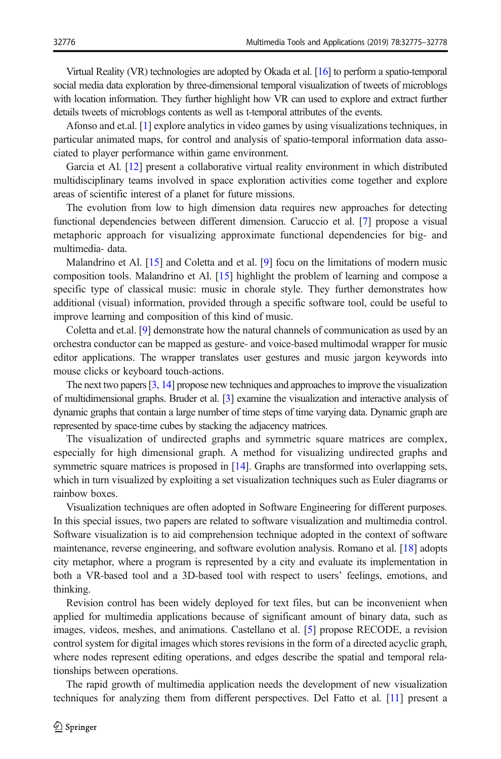Virtual Reality (VR) technologies are adopted by Okada et al. [16] to perform a spatio-temporal social media data exploration by three-dimensional temporal visualization of tweets of microblogs with location information. They further highlight how VR can used to explore and extract further details tweets of microblogs contents as well as t-temporal attributes of the events.

Afonso and et.al. [1] explore analytics in video games by using visualizations techniques, in particular animated maps, for control and analysis of spatio-temporal information data associated to player performance within game environment.

Garcia et Al. [12] present a collaborative virtual reality environment in which distributed multidisciplinary teams involved in space exploration activities come together and explore areas of scientific interest of a planet for future missions.

The evolution from low to high dimension data requires new approaches for detecting functional dependencies between different dimension. Caruccio et al. [7] propose a visual metaphoric approach for visualizing approximate functional dependencies for big- and multimedia- data.

Malandrino et Al. [15] and Coletta and et al. [9] focu on the limitations of modern music composition tools. Malandrino et Al. [15] highlight the problem of learning and compose a specific type of classical music: music in chorale style. They further demonstrates how additional (visual) information, provided through a specific software tool, could be useful to improve learning and composition of this kind of music.

Coletta and et.al. [9] demonstrate how the natural channels of communication as used by an orchestra conductor can be mapped as gesture- and voice-based multimodal wrapper for music editor applications. The wrapper translates user gestures and music jargon keywords into mouse clicks or keyboard touch-actions.

The next two papers [3, 14] propose new techniques and approaches to improve the visualization of multidimensional graphs. Bruder et al. [3] examine the visualization and interactive analysis of dynamic graphs that contain a large number of time steps of time varying data. Dynamic graph are represented by space-time cubes by stacking the adjacency matrices.

The visualization of undirected graphs and symmetric square matrices are complex, especially for high dimensional graph. A method for visualizing undirected graphs and symmetric square matrices is proposed in [14]. Graphs are transformed into overlapping sets, which in turn visualized by exploiting a set visualization techniques such as Euler diagrams or rainbow boxes.

Visualization techniques are often adopted in Software Engineering for different purposes. In this special issues, two papers are related to software visualization and multimedia control. Software visualization is to aid comprehension technique adopted in the context of software maintenance, reverse engineering, and software evolution analysis. Romano et al. [18] adopts city metaphor, where a program is represented by a city and evaluate its implementation in both a VR-based tool and a 3D-based tool with respect to users' feelings, emotions, and thinking.

Revision control has been widely deployed for text files, but can be inconvenient when applied for multimedia applications because of significant amount of binary data, such as images, videos, meshes, and animations. Castellano et al. [5] propose RECODE, a revision control system for digital images which stores revisions in the form of a directed acyclic graph, where nodes represent editing operations, and edges describe the spatial and temporal relationships between operations.

The rapid growth of multimedia application needs the development of new visualization techniques for analyzing them from different perspectives. Del Fatto et al. [11] present a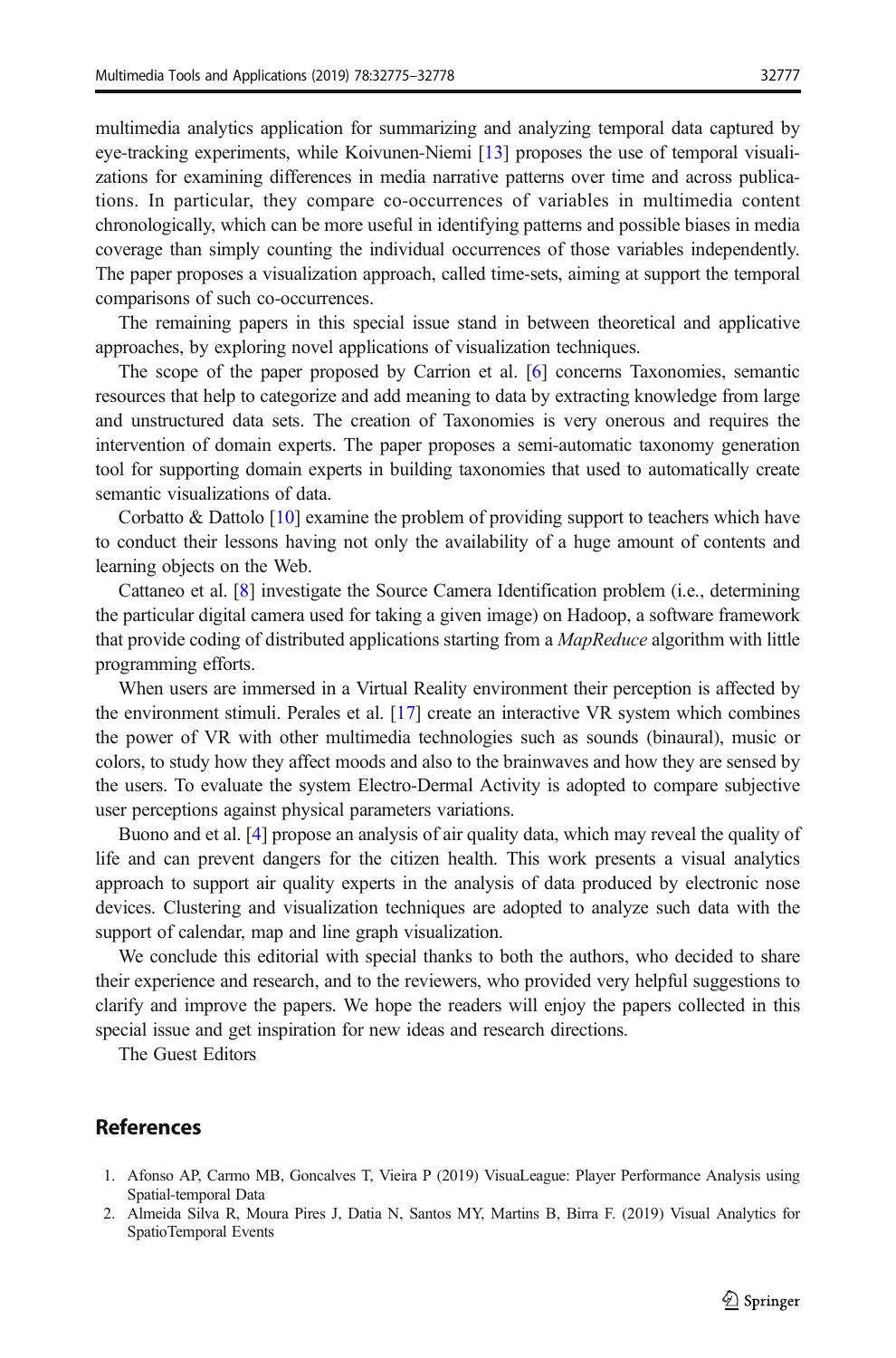multimedia analytics application for summarizing and analyzing temporal data captured by eye-tracking experiments, while Koivunen-Niemi [13] proposes the use of temporal visualizations for examining differences in media narrative patterns over time and across publications. In particular, they compare co-occurrences of variables in multimedia content chronologically, which can be more useful in identifying patterns and possible biases in media coverage than simply counting the individual occurrences of those variables independently. The paper proposes a visualization approach, called time-sets, aiming at support the temporal comparisons of such co-occurrences.

The remaining papers in this special issue stand in between theoretical and applicative approaches, by exploring novel applications of visualization techniques.

The scope of the paper proposed by Carrion et al. [6] concerns Taxonomies, semantic resources that help to categorize and add meaning to data by extracting knowledge from large and unstructured data sets. The creation of Taxonomies is very onerous and requires the intervention of domain experts. The paper proposes a semi-automatic taxonomy generation tool for supporting domain experts in building taxonomies that used to automatically create semantic visualizations of data.

Corbatto & Dattolo [10] examine the problem of providing support to teachers which have to conduct their lessons having not only the availability of a huge amount of contents and learning objects on the Web.

Cattaneo et al. [8] investigate the Source Camera Identification problem (i.e., determining the particular digital camera used for taking a given image) on Hadoop, a software framework that provide coding of distributed applications starting from a *MapReduce* algorithm with little programming efforts.

When users are immersed in a Virtual Reality environment their perception is affected by the environment stimuli. Perales et al. [17] create an interactive VR system which combines the power of VR with other multimedia technologies such as sounds (binaural), music or colors, to study how they affect moods and also to the brainwaves and how they are sensed by the users. To evaluate the system Electro-Dermal Activity is adopted to compare subjective user perceptions against physical parameters variations.

Buono and et al. [4] propose an analysis of air quality data, which may reveal the quality of life and can prevent dangers for the citizen health. This work presents a visual analytics approach to support air quality experts in the analysis of data produced by electronic nose devices. Clustering and visualization techniques are adopted to analyze such data with the support of calendar, map and line graph visualization.

We conclude this editorial with special thanks to both the authors, who decided to share their experience and research, and to the reviewers, who provided very helpful suggestions to clarify and improve the papers. We hope the readers will enjoy the papers collected in this special issue and get inspiration for new ideas and research directions.

The Guest Editors

## References

1. Afonso AP, Carmo MB, Goncalves T, Vieira P (2019) VisuaLeague: Player Performance Analysis using Spatial-temporal Data
2. Almeida Silva R, Moura Pires J, Datia N, Santos MY, Martins B, Birra F. (2019) Visual Analytics for SpatioTemporal Events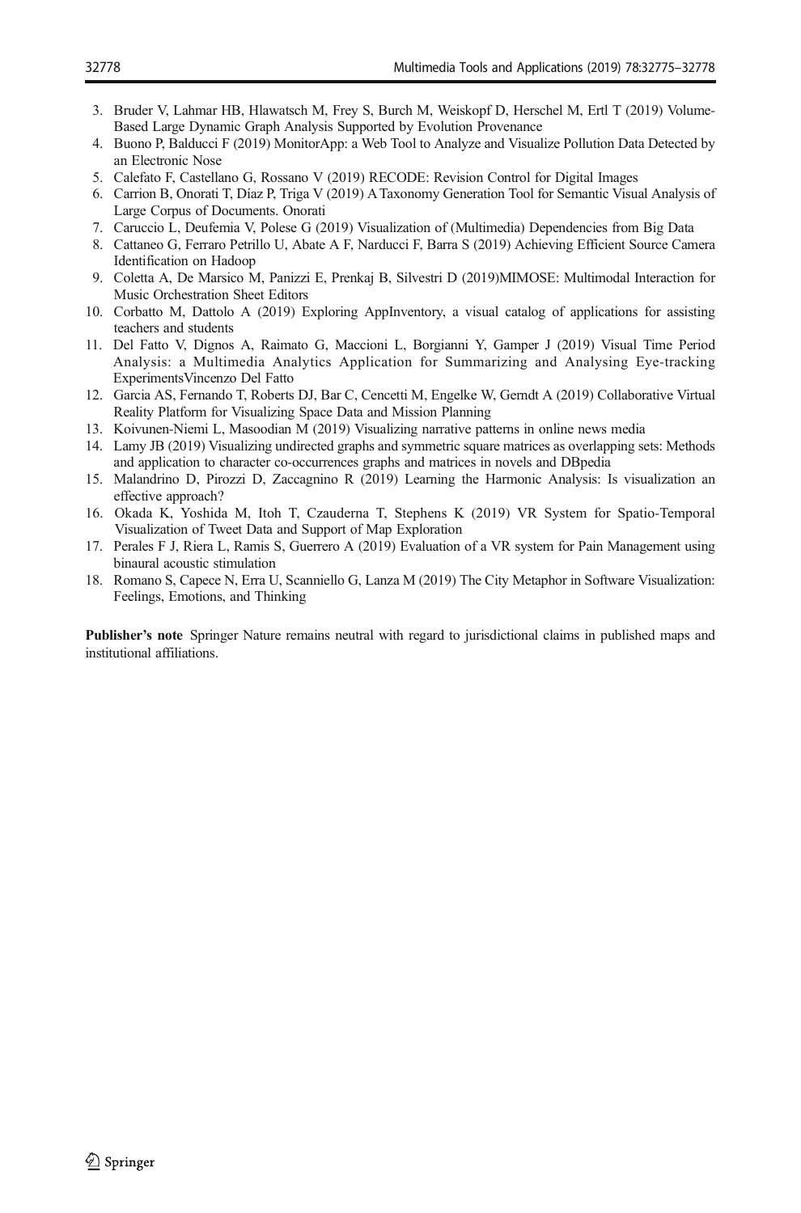3. Bruder V, Lahmar HB, Hlawatsch M, Frey S, Burch M, Weiskopf D, Herschel M, Ertl T (2019) Volume-Based Large Dynamic Graph Analysis Supported by Evolution Provenance
4. Buono P, Balducci F (2019) MonitorApp: a Web Tool to Analyze and Visualize Pollution Data Detected by an Electronic Nose
5. Calefato F, Castellano G, Rossano V (2019) RECODE: Revision Control for Digital Images
6. Carrion B, Onorati T, Díaz P, Triga V (2019) A Taxonomy Generation Tool for Semantic Visual Analysis of Large Corpus of Documents. Onorati
7. Caruccio L, Deufemia V, Polese G (2019) Visualization of (Multimedia) Dependencies from Big Data
8. Cattaneo G, Ferraro Petrillo U, Abate A F, Narducci F, Barra S (2019) Achieving Efficient Source Camera Identification on Hadoop
9. Coletta A, De Marsico M, Panizzi E, Prenkaj B, Silvestri D (2019)MIMOSE: Multimodal Interaction for Music Orchestration Sheet Editors
10. Corbatto M, Dattolo A (2019) Exploring AppInventory, a visual catalog of applications for assisting teachers and students
11. Del Fatto V, Dignos A, Raimato G, Maccioni L, Borgianni Y, Gamper J (2019) Visual Time Period Analysis: a Multimedia Analytics Application for Summarizing and Analysing Eye-tracking ExperimentsVincenzo Del Fatto
12. Garcia AS, Fernando T, Roberts DJ, Bar C, Cencetti M, Engelke W, Gerndt A (2019) Collaborative Virtual Reality Platform for Visualizing Space Data and Mission Planning
13. Koivunen-Niemi L, Masoodian M (2019) Visualizing narrative patterns in online news media
14. Lamy JB (2019) Visualizing undirected graphs and symmetric square matrices as overlapping sets: Methods and application to character co-occurrences graphs and matrices in novels and DBpedia
15. Malandrino D, Pirozzi D, Zaccagnino R (2019) Learning the Harmonic Analysis: Is visualization an effective approach?
16. Okada K, Yoshida M, Itoh T, Czauderna T, Stephens K (2019) VR System for Spatio-Temporal Visualization of Tweet Data and Support of Map Exploration
17. Perales F J, Riera L, Ramis S, Guerrero A (2019) Evaluation of a VR system for Pain Management using binaural acoustic stimulation
18. Romano S, Capece N, Erra U, Scanniello G, Lanza M (2019) The City Metaphor in Software Visualization: Feelings, Emotions, and Thinking

**Publisher's note** Springer Nature remains neutral with regard to jurisdictional claims in published maps and institutional affiliations.